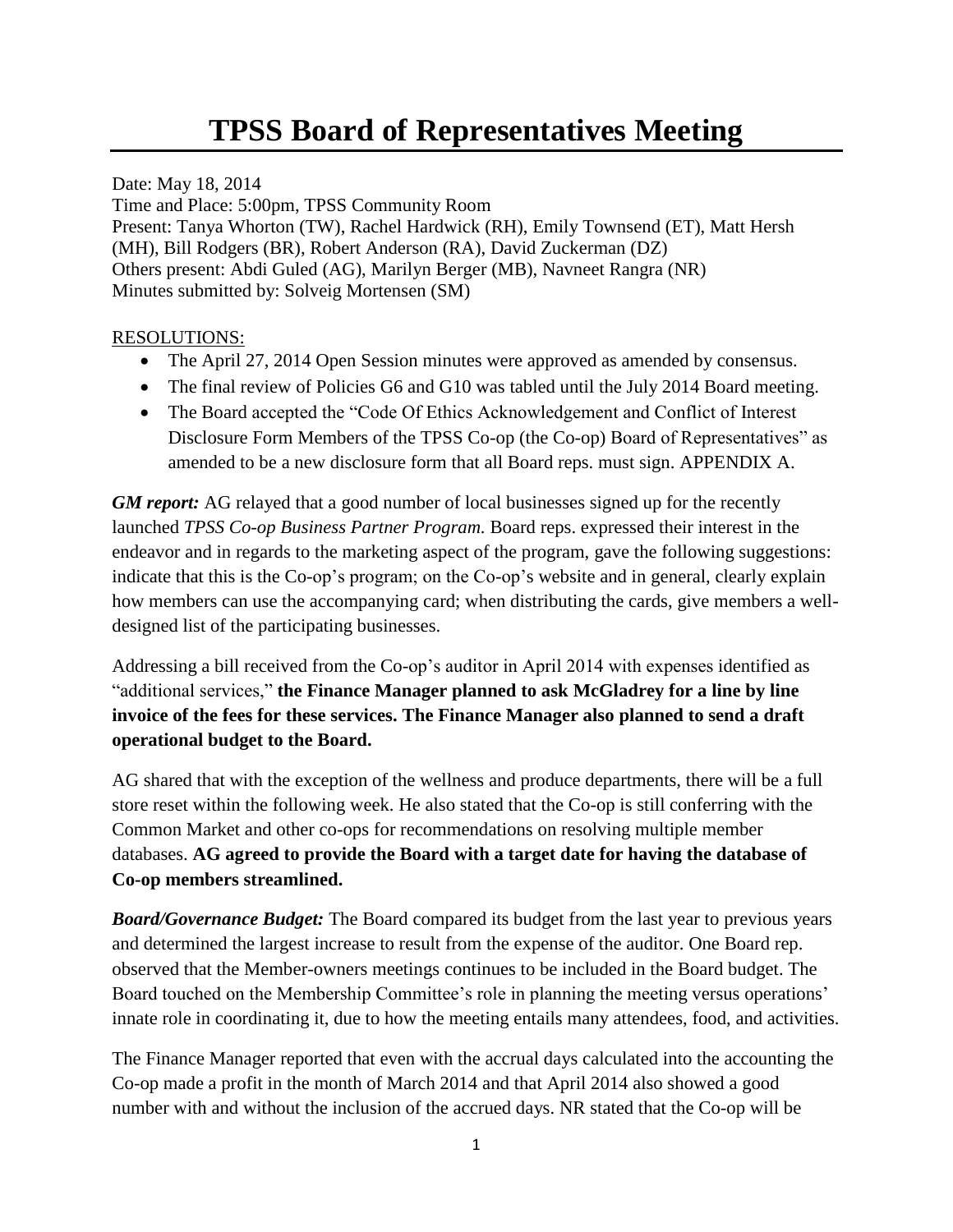# TPSS Board of Representatives Meeting

Date: May 18, 2014
Time and Place: 5:00pm, TPSS Community Room
Present: Tanya Whorton (TW), Rachel Hardwick (RH), Emily Townsend (ET), Matt Hersh (MH), Bill Rodgers (BR), Robert Anderson (RA), David Zuckerman (DZ)
Others present: Abdi Guled (AG), Marilyn Berger (MB), Navneet Rangra (NR)
Minutes submitted by: Solveig Mortensen (SM)

RESOLUTIONS:

- The April 27, 2014 Open Session minutes were approved as amended by consensus.
- The final review of Policies G6 and G10 was tabled until the July 2014 Board meeting.
- The Board accepted the "Code Of Ethics Acknowledgement and Conflict of Interest Disclosure Form Members of the TPSS Co-op (the Co-op) Board of Representatives" as amended to be a new disclosure form that all Board reps. must sign. APPENDIX A.

***GM report:*** AG relayed that a good number of local businesses signed up for the recently launched *TPSS Co-op Business Partner Program.* Board reps. expressed their interest in the endeavor and in regards to the marketing aspect of the program, gave the following suggestions: indicate that this is the Co-op's program; on the Co-op's website and in general, clearly explain how members can use the accompanying card; when distributing the cards, give members a well-designed list of the participating businesses.

Addressing a bill received from the Co-op's auditor in April 2014 with expenses identified as "additional services," **the Finance Manager planned to ask McGladrey for a line by line invoice of the fees for these services. The Finance Manager also planned to send a draft operational budget to the Board.**

AG shared that with the exception of the wellness and produce departments, there will be a full store reset within the following week. He also stated that the Co-op is still conferring with the Common Market and other co-ops for recommendations on resolving multiple member databases. **AG agreed to provide the Board with a target date for having the database of Co-op members streamlined.**

***Board/Governance Budget:*** The Board compared its budget from the last year to previous years and determined the largest increase to result from the expense of the auditor. One Board rep. observed that the Member-owners meetings continues to be included in the Board budget. The Board touched on the Membership Committee's role in planning the meeting versus operations' innate role in coordinating it, due to how the meeting entails many attendees, food, and activities.

The Finance Manager reported that even with the accrual days calculated into the accounting the Co-op made a profit in the month of March 2014 and that April 2014 also showed a good number with and without the inclusion of the accrued days. NR stated that the Co-op will be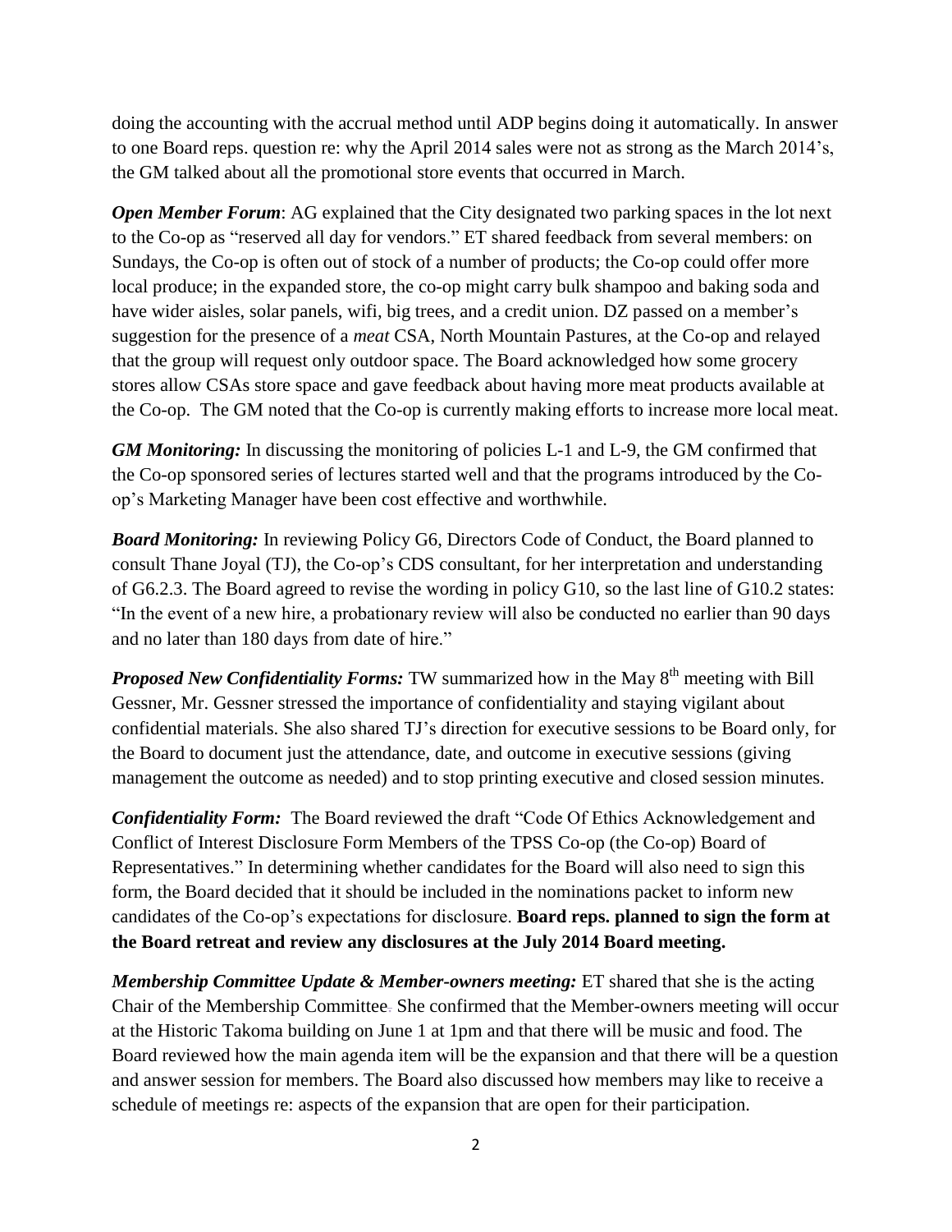doing the accounting with the accrual method until ADP begins doing it automatically. In answer to one Board reps. question re: why the April 2014 sales were not as strong as the March 2014's, the GM talked about all the promotional store events that occurred in March.

***Open Member Forum***: AG explained that the City designated two parking spaces in the lot next to the Co-op as "reserved all day for vendors." ET shared feedback from several members: on Sundays, the Co-op is often out of stock of a number of products; the Co-op could offer more local produce; in the expanded store, the co-op might carry bulk shampoo and baking soda and have wider aisles, solar panels, wifi, big trees, and a credit union. DZ passed on a member's suggestion for the presence of a *meat* CSA, North Mountain Pastures, at the Co-op and relayed that the group will request only outdoor space. The Board acknowledged how some grocery stores allow CSAs store space and gave feedback about having more meat products available at the Co-op. The GM noted that the Co-op is currently making efforts to increase more local meat.

***GM Monitoring:*** In discussing the monitoring of policies L-1 and L-9, the GM confirmed that the Co-op sponsored series of lectures started well and that the programs introduced by the Co-op's Marketing Manager have been cost effective and worthwhile.

***Board Monitoring:*** In reviewing Policy G6, Directors Code of Conduct, the Board planned to consult Thane Joyal (TJ), the Co-op's CDS consultant, for her interpretation and understanding of G6.2.3. The Board agreed to revise the wording in policy G10, so the last line of G10.2 states: "In the event of a new hire, a probationary review will also be conducted no earlier than 90 days and no later than 180 days from date of hire."

***Proposed New Confidentiality Forms:*** TW summarized how in the May 8th meeting with Bill Gessner, Mr. Gessner stressed the importance of confidentiality and staying vigilant about confidential materials. She also shared TJ's direction for executive sessions to be Board only, for the Board to document just the attendance, date, and outcome in executive sessions (giving management the outcome as needed) and to stop printing executive and closed session minutes.

***Confidentiality Form:*** The Board reviewed the draft "Code Of Ethics Acknowledgement and Conflict of Interest Disclosure Form Members of the TPSS Co-op (the Co-op) Board of Representatives." In determining whether candidates for the Board will also need to sign this form, the Board decided that it should be included in the nominations packet to inform new candidates of the Co-op's expectations for disclosure. **Board reps. planned to sign the form at the Board retreat and review any disclosures at the July 2014 Board meeting.**

***Membership Committee Update & Member-owners meeting:*** ET shared that she is the acting Chair of the Membership Committee. She confirmed that the Member-owners meeting will occur at the Historic Takoma building on June 1 at 1pm and that there will be music and food. The Board reviewed how the main agenda item will be the expansion and that there will be a question and answer session for members. The Board also discussed how members may like to receive a schedule of meetings re: aspects of the expansion that are open for their participation.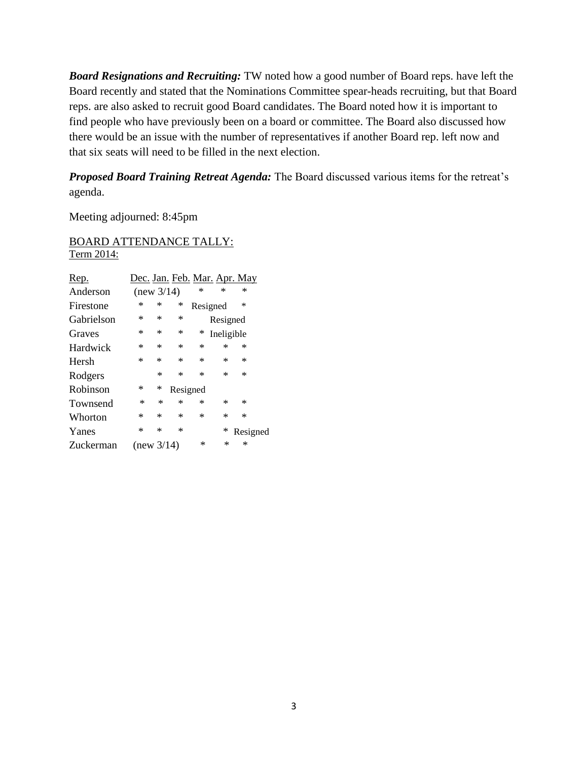***Board Resignations and Recruiting:*** TW noted how a good number of Board reps. have left the Board recently and stated that the Nominations Committee spear-heads recruiting, but that Board reps. are also asked to recruit good Board candidates. The Board noted how it is important to find people who have previously been on a board or committee. The Board also discussed how there would be an issue with the number of representatives if another Board rep. left now and that six seats will need to be filled in the next election.

***Proposed Board Training Retreat Agenda:*** The Board discussed various items for the retreat's agenda.

Meeting adjourned: 8:45pm

BOARD ATTENDANCE TALLY:
Term 2014:

| Rep. | Dec. | Jan. | Feb. | Mar. | Apr. | May |
|---|---|---|---|---|---|---|
| Anderson | (new 3/14) | | | * | * | * |
| Firestone | * | * | * | Resigned | | * |
| Gabrielson | * | * | * | | Resigned | |
| Graves | * | * | * | * | Ineligible | |
| Hardwick | * | * | * | * | * | * |
| Hersh | * | * | * | * | * | * |
| Rodgers | | * | * | * | * | * |
| Robinson | * | * | Resigned | | | |
| Townsend | * | * | * | * | * | * |
| Whorton | * | * | * | * | * | * |
| Yanes | * | * | * | | * | Resigned |
| Zuckerman | (new 3/14) | | | * | * | * |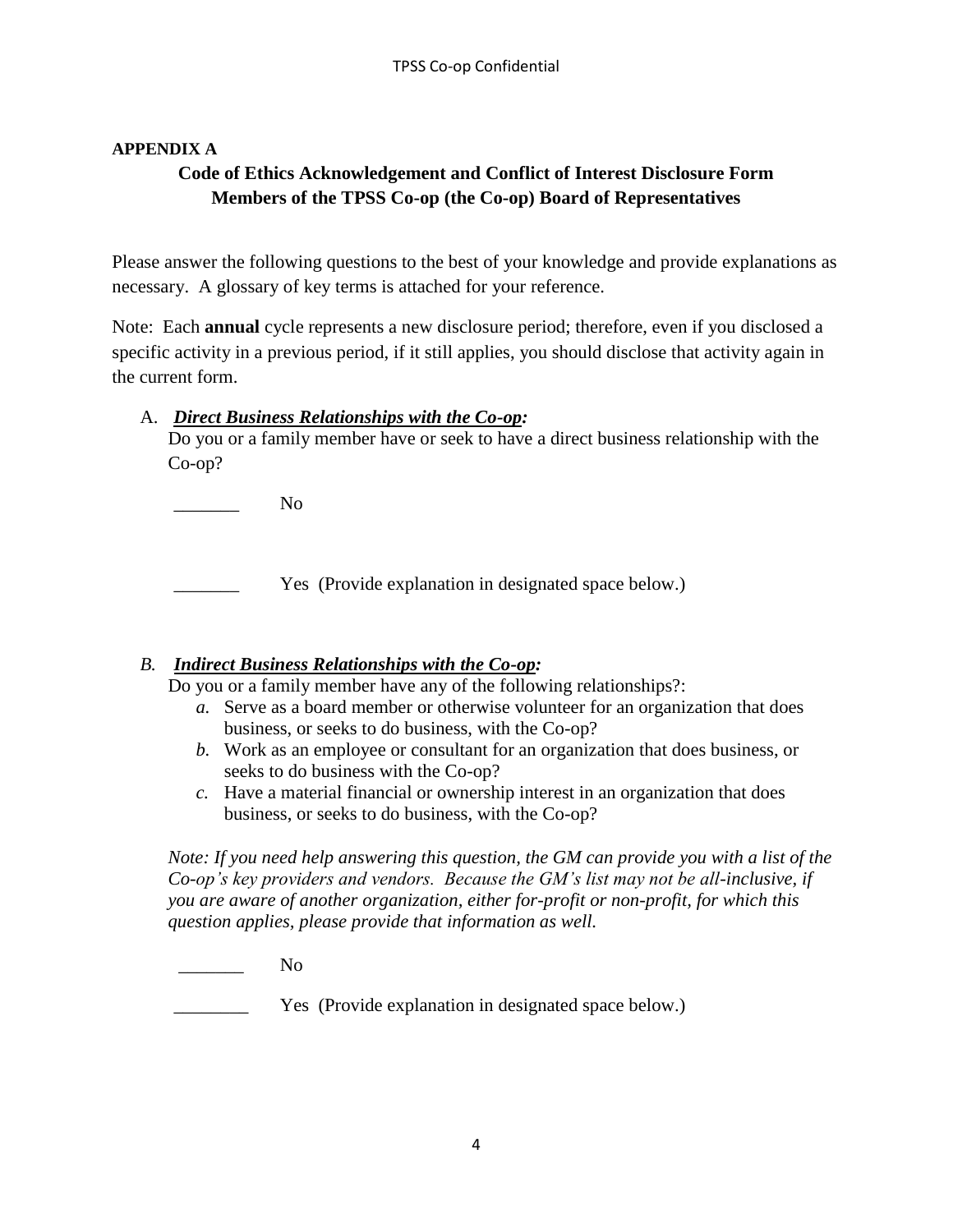**APPENDIX A**

## Code of Ethics Acknowledgement and Conflict of Interest Disclosure Form
## Members of the TPSS Co-op (the Co-op) Board of Representatives

Please answer the following questions to the best of your knowledge and provide explanations as necessary. A glossary of key terms is attached for your reference.

Note: Each **annual** cycle represents a new disclosure period; therefore, even if you disclosed a specific activity in a previous period, if it still applies, you should disclose that activity again in the current form.

A. ***Direct Business Relationships with the Co-op:***

Do you or a family member have or seek to have a direct business relationship with the Co-op?

_______ No

_______ Yes (Provide explanation in designated space below.)

*B.* ***Indirect Business Relationships with the Co-op:***

Do you or a family member have any of the following relationships?:

*a.* Serve as a board member or otherwise volunteer for an organization that does business, or seeks to do business, with the Co-op?

*b.* Work as an employee or consultant for an organization that does business, or seeks to do business with the Co-op?

*c.* Have a material financial or ownership interest in an organization that does business, or seeks to do business, with the Co-op?

*Note: If you need help answering this question, the GM can provide you with a list of the Co-op's key providers and vendors. Because the GM's list may not be all-inclusive, if you are aware of another organization, either for-profit or non-profit, for which this question applies, please provide that information as well.*

_______ No

________ Yes (Provide explanation in designated space below.)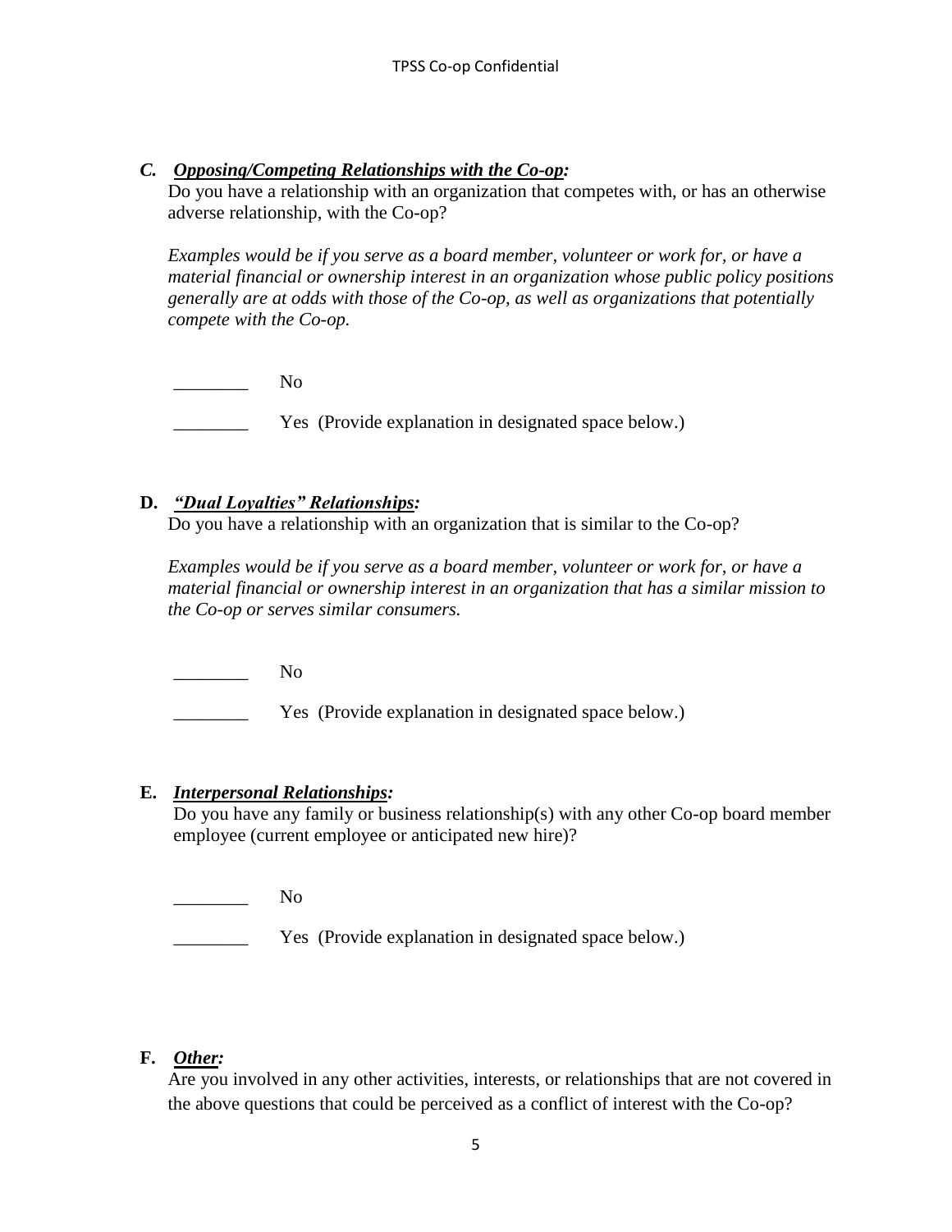***C. Opposing/Competing Relationships with the Co-op:***

Do you have a relationship with an organization that competes with, or has an otherwise adverse relationship, with the Co-op?

*Examples would be if you serve as a board member, volunteer or work for, or have a material financial or ownership interest in an organization whose public policy positions generally are at odds with those of the Co-op, as well as organizations that potentially compete with the Co-op.*

________ No

________ Yes (Provide explanation in designated space below.)

**D. *"Dual Loyalties" Relationships:***

Do you have a relationship with an organization that is similar to the Co-op?

*Examples would be if you serve as a board member, volunteer or work for, or have a material financial or ownership interest in an organization that has a similar mission to the Co-op or serves similar consumers.*

________ No

________ Yes (Provide explanation in designated space below.)

**E. *Interpersonal Relationships:***

Do you have any family or business relationship(s) with any other Co-op board member employee (current employee or anticipated new hire)?

________ No

________ Yes (Provide explanation in designated space below.)

**F. *Other:***

Are you involved in any other activities, interests, or relationships that are not covered in the above questions that could be perceived as a conflict of interest with the Co-op?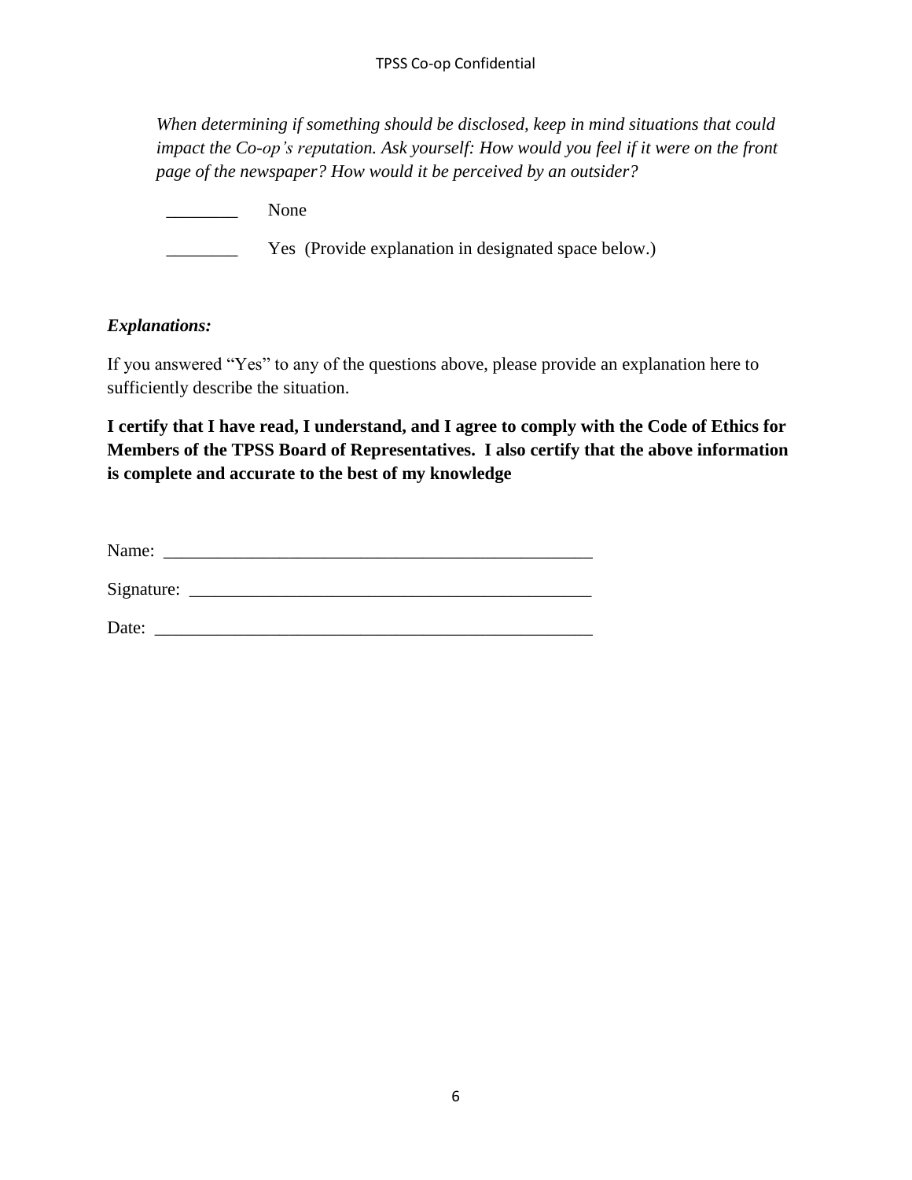*When determining if something should be disclosed, keep in mind situations that could impact the Co-op's reputation. Ask yourself: How would you feel if it were on the front page of the newspaper? How would it be perceived by an outsider?*

________ None

________ Yes (Provide explanation in designated space below.)

***Explanations:***

If you answered "Yes" to any of the questions above, please provide an explanation here to sufficiently describe the situation.

**I certify that I have read, I understand, and I agree to comply with the Code of Ethics for Members of the TPSS Board of Representatives. I also certify that the above information is complete and accurate to the best of my knowledge**

Name: _______________________________________________

Signature: ____________________________________________

Date: ________________________________________________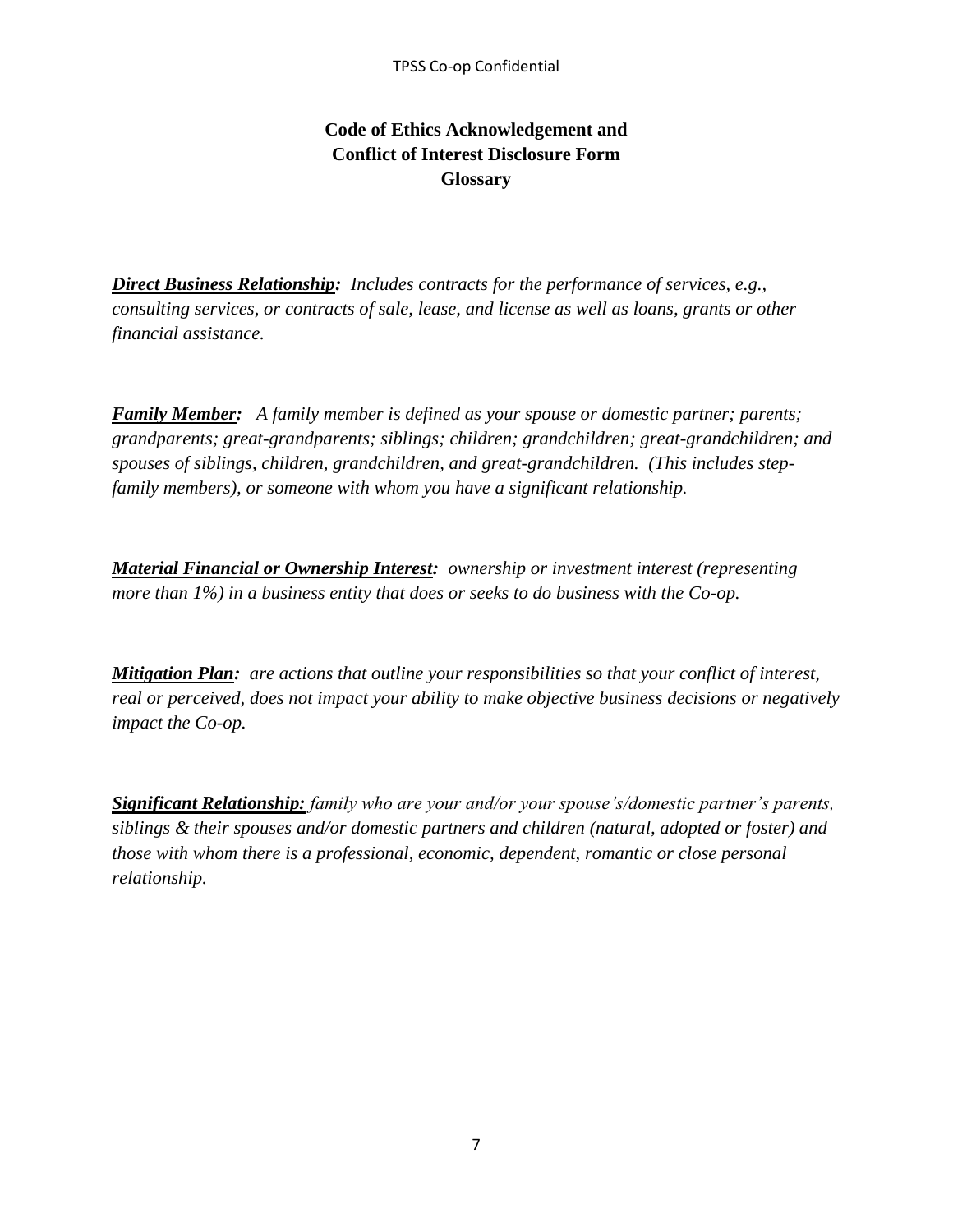# Code of Ethics Acknowledgement and Conflict of Interest Disclosure Form Glossary

***Direct Business Relationship:*** *Includes contracts for the performance of services, e.g., consulting services, or contracts of sale, lease, and license as well as loans, grants or other financial assistance.*

***Family Member:*** *A family member is defined as your spouse or domestic partner; parents; grandparents; great-grandparents; siblings; children; grandchildren; great-grandchildren; and spouses of siblings, children, grandchildren, and great-grandchildren. (This includes step-family members), or someone with whom you have a significant relationship.*

***Material Financial or Ownership Interest:*** *ownership or investment interest (representing more than 1%) in a business entity that does or seeks to do business with the Co-op.*

***Mitigation Plan:*** *are actions that outline your responsibilities so that your conflict of interest, real or perceived, does not impact your ability to make objective business decisions or negatively impact the Co-op.*

***Significant Relationship:*** *family who are your and/or your spouse's/domestic partner's parents, siblings & their spouses and/or domestic partners and children (natural, adopted or foster) and those with whom there is a professional, economic, dependent, romantic or close personal relationship.*